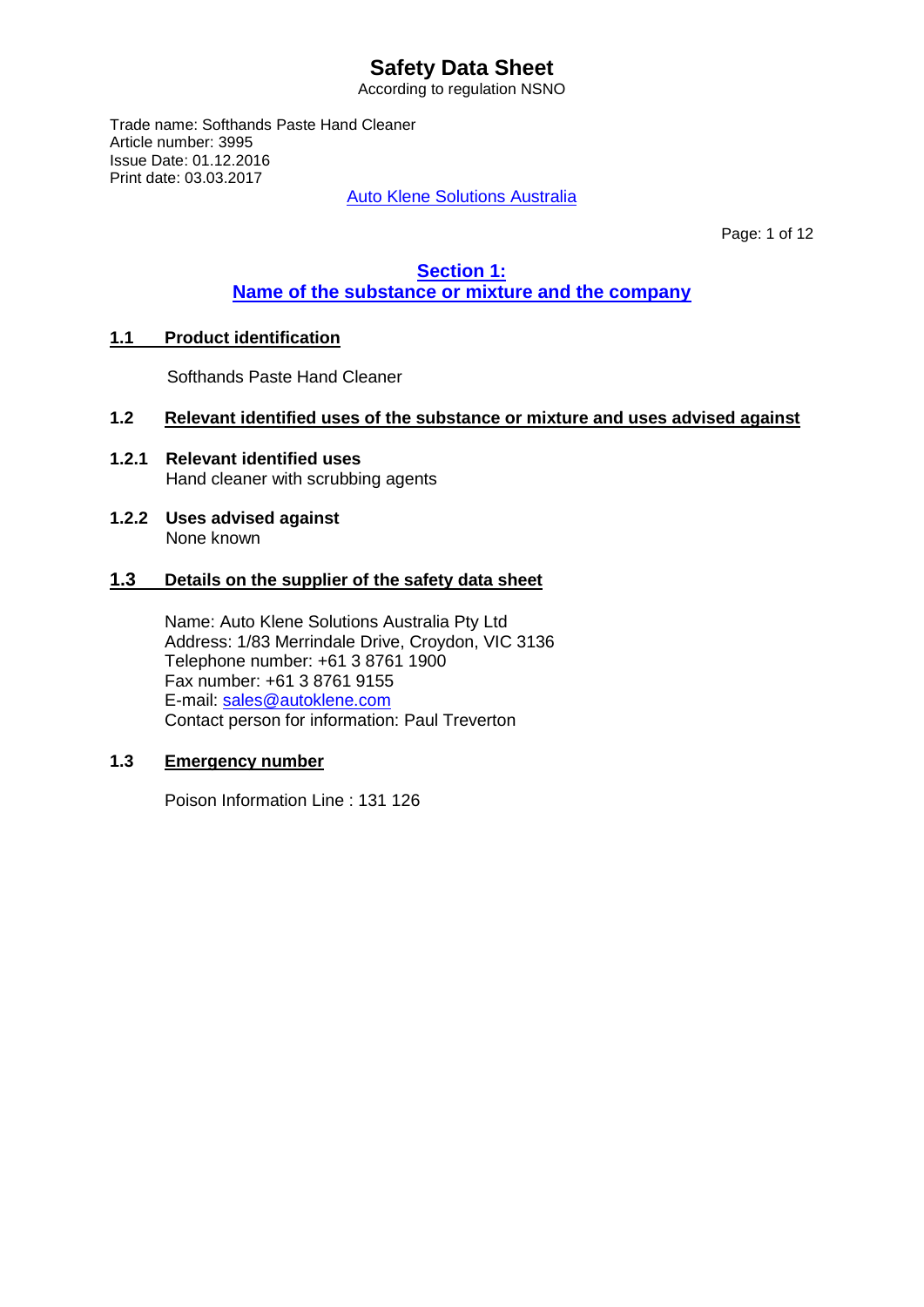# Safety Data Sheet

According to regulation NSNO

Trade name: Softhands Paste Hand Cleaner
Article number: 3995
Issue Date: 01.12.2016
Print date: 03.03.2017

Auto Klene Solutions Australia

## Section 1: Name of the substance or mixture and the company

### 1.1 Product identification

Softhands Paste Hand Cleaner

### 1.2 Relevant identified uses of the substance or mixture and uses advised against

**1.2.1 Relevant identified uses**
Hand cleaner with scrubbing agents

**1.2.2 Uses advised against**
None known

### 1.3 Details on the supplier of the safety data sheet

Name: Auto Klene Solutions Australia Pty Ltd
Address: 1/83 Merrindale Drive, Croydon, VIC 3136
Telephone number: +61 3 8761 1900
Fax number: +61 3 8761 9155
E-mail: sales@autoklene.com
Contact person for information: Paul Treverton

### 1.3 Emergency number

Poison Information Line : 131 126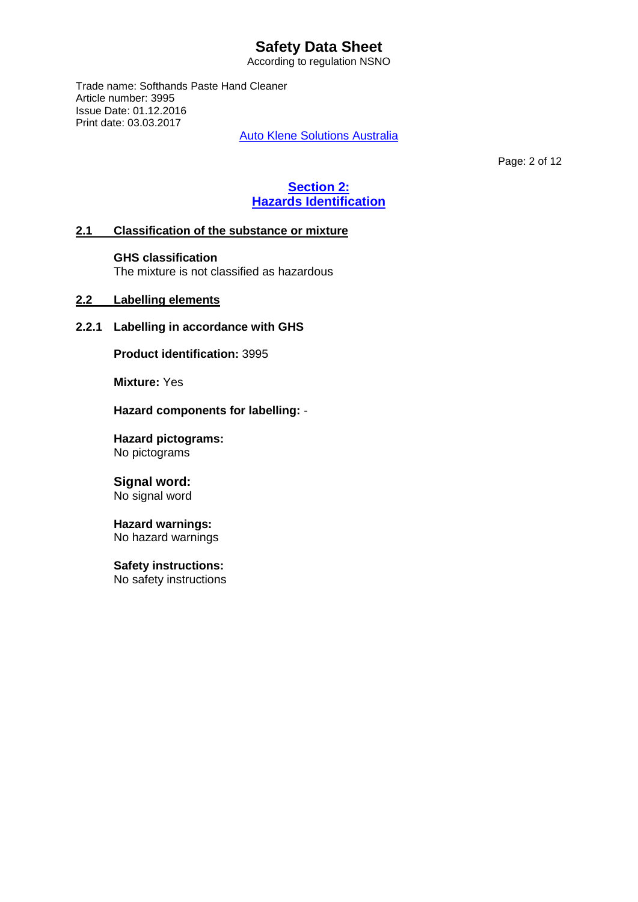# Safety Data Sheet

According to regulation NSNO

Trade name: Softhands Paste Hand Cleaner
Article number: 3995
Issue Date: 01.12.2016
Print date: 03.03.2017

Auto Klene Solutions Australia

## Section 2: Hazards Identification

### 2.1 Classification of the substance or mixture

**GHS classification**
The mixture is not classified as hazardous

### 2.2 Labelling elements

#### 2.2.1 Labelling in accordance with GHS

**Product identification:** 3995

**Mixture:** Yes

**Hazard components for labelling:** -

**Hazard pictograms:**
No pictograms

**Signal word:**
No signal word

**Hazard warnings:**
No hazard warnings

**Safety instructions:**
No safety instructions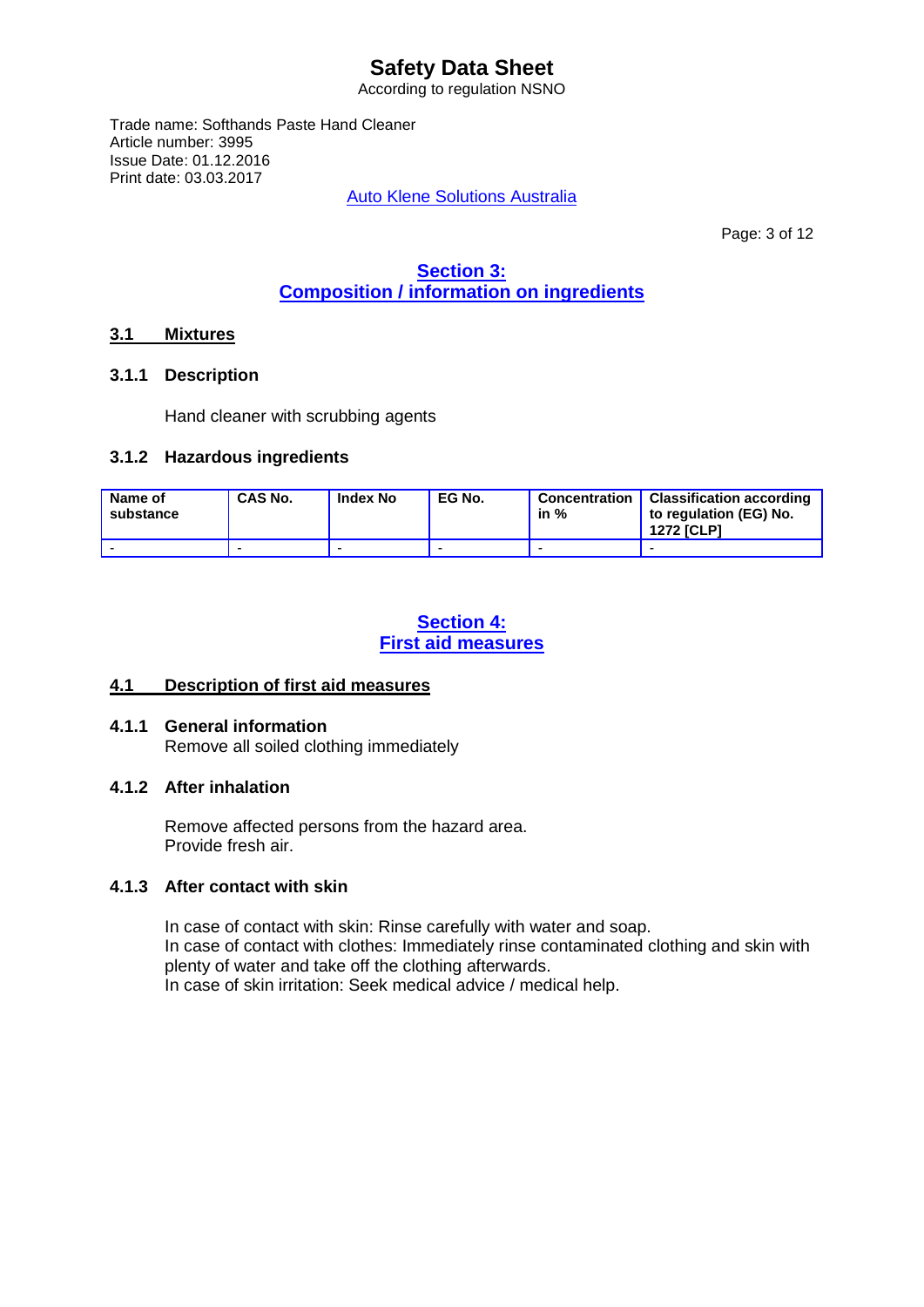## Section 3:
## Composition / information on ingredients

### 3.1 Mixtures

#### 3.1.1 Description

Hand cleaner with scrubbing agents

#### 3.1.2 Hazardous ingredients

| Name of substance | CAS No. | Index No | EG No. | Concentration in % | Classification according to regulation (EG) No. 1272 [CLP] |
|---|---|---|---|---|---|
| - | - | - | - | - | - |

## Section 4:
## First aid measures

### 4.1 Description of first aid measures

#### 4.1.1 General information

Remove all soiled clothing immediately

#### 4.1.2 After inhalation

Remove affected persons from the hazard area.
Provide fresh air.

#### 4.1.3 After contact with skin

In case of contact with skin: Rinse carefully with water and soap.
In case of contact with clothes: Immediately rinse contaminated clothing and skin with plenty of water and take off the clothing afterwards.
In case of skin irritation: Seek medical advice / medical help.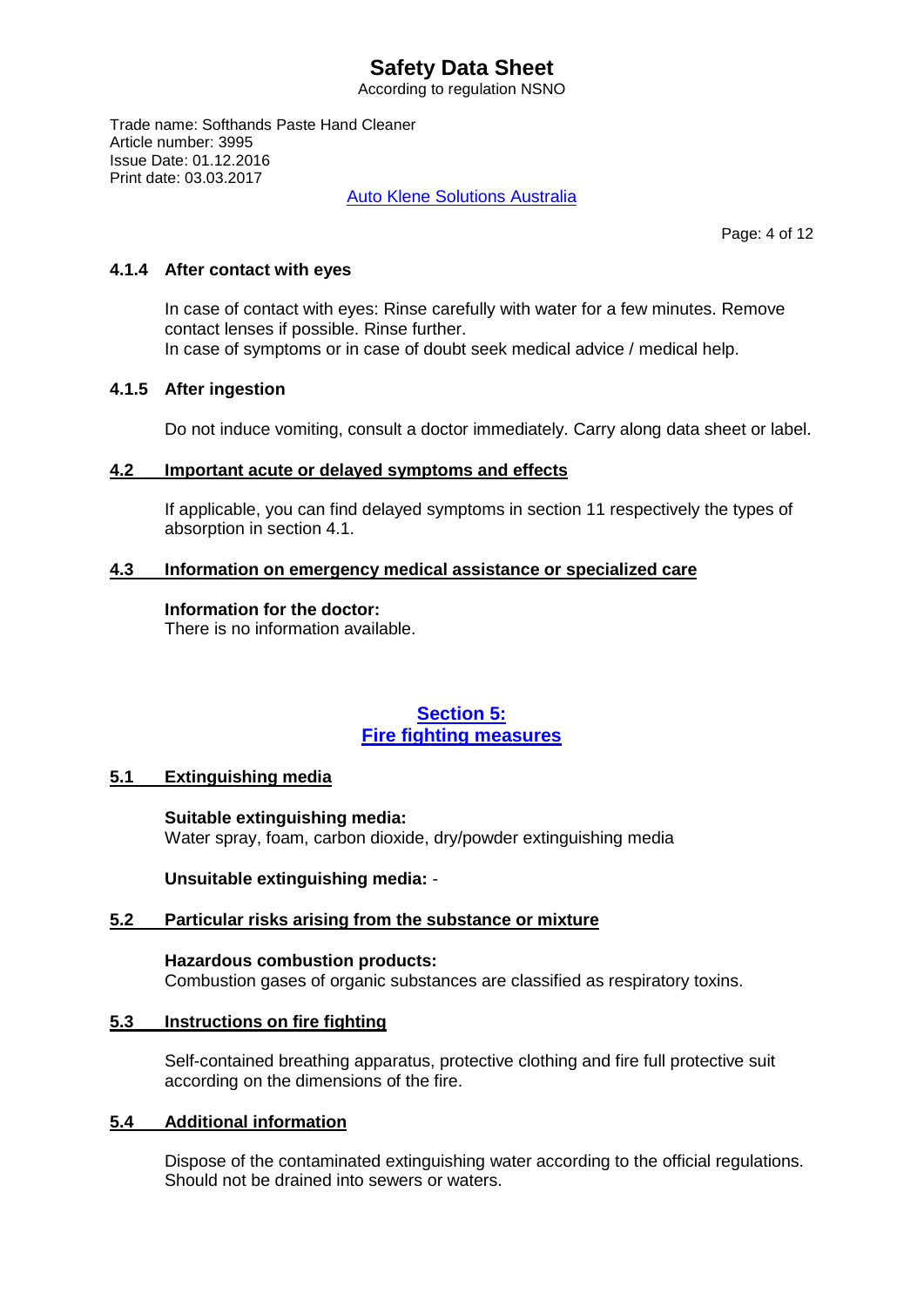#### 4.1.4 After contact with eyes

In case of contact with eyes: Rinse carefully with water for a few minutes. Remove contact lenses if possible. Rinse further.
In case of symptoms or in case of doubt seek medical advice / medical help.

#### 4.1.5 After ingestion

Do not induce vomiting, consult a doctor immediately. Carry along data sheet or label.

### 4.2 Important acute or delayed symptoms and effects

If applicable, you can find delayed symptoms in section 11 respectively the types of absorption in section 4.1.

### 4.3 Information on emergency medical assistance or specialized care

**Information for the doctor:**
There is no information available.

## Section 5: Fire fighting measures

### 5.1 Extinguishing media

**Suitable extinguishing media:**
Water spray, foam, carbon dioxide, dry/powder extinguishing media

**Unsuitable extinguishing media:** -

### 5.2 Particular risks arising from the substance or mixture

**Hazardous combustion products:**
Combustion gases of organic substances are classified as respiratory toxins.

### 5.3 Instructions on fire fighting

Self-contained breathing apparatus, protective clothing and fire full protective suit according on the dimensions of the fire.

### 5.4 Additional information

Dispose of the contaminated extinguishing water according to the official regulations.
Should not be drained into sewers or waters.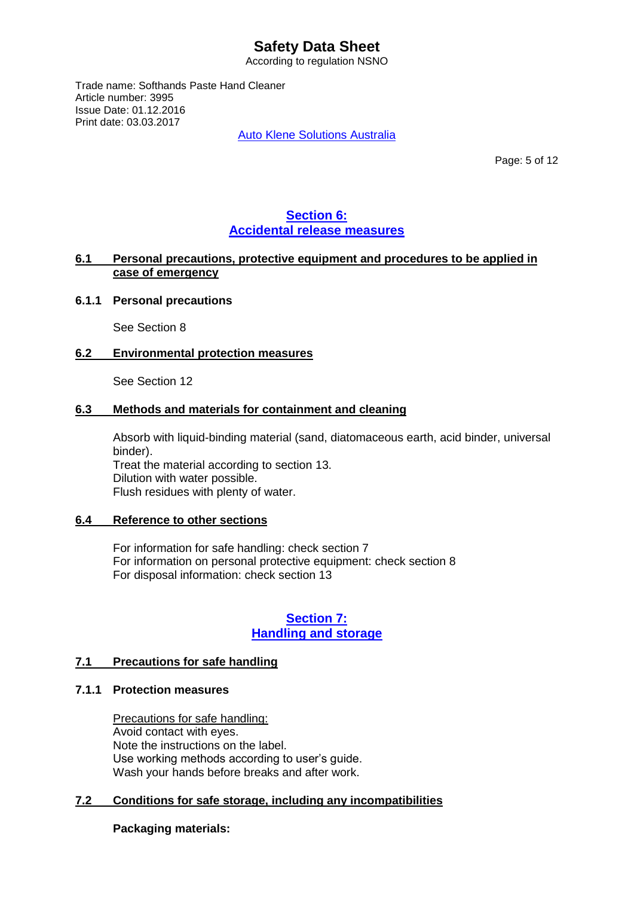## Section 6: Accidental release measures

### 6.1 Personal precautions, protective equipment and procedures to be applied in case of emergency

#### 6.1.1 Personal precautions

See Section 8

### 6.2 Environmental protection measures

See Section 12

### 6.3 Methods and materials for containment and cleaning

Absorb with liquid-binding material (sand, diatomaceous earth, acid binder, universal binder).
Treat the material according to section 13.
Dilution with water possible.
Flush residues with plenty of water.

### 6.4 Reference to other sections

For information for safe handling: check section 7
For information on personal protective equipment: check section 8
For disposal information: check section 13

## Section 7: Handling and storage

### 7.1 Precautions for safe handling

#### 7.1.1 Protection measures

Precautions for safe handling:
Avoid contact with eyes.
Note the instructions on the label.
Use working methods according to user's guide.
Wash your hands before breaks and after work.

### 7.2 Conditions for safe storage, including any incompatibilities

**Packaging materials:**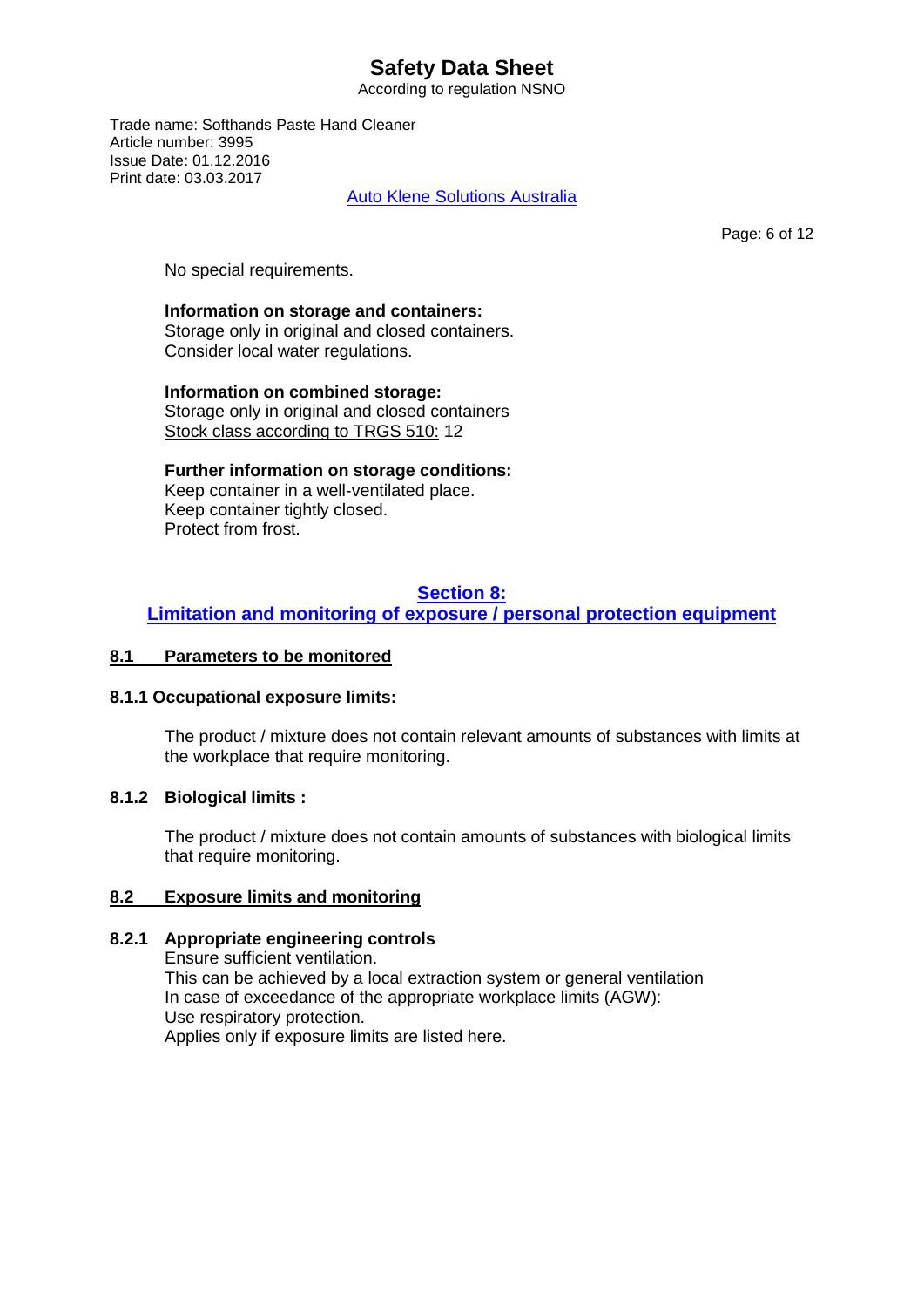No special requirements.

**Information on storage and containers:**
Storage only in original and closed containers.
Consider local water regulations.

**Information on combined storage:**
Storage only in original and closed containers
Stock class according to TRGS 510: 12

**Further information on storage conditions:**
Keep container in a well-ventilated place.
Keep container tightly closed.
Protect from frost.

## Section 8: Limitation and monitoring of exposure / personal protection equipment

### 8.1 Parameters to be monitored

#### 8.1.1 Occupational exposure limits:

The product / mixture does not contain relevant amounts of substances with limits at the workplace that require monitoring.

#### 8.1.2 Biological limits :

The product / mixture does not contain amounts of substances with biological limits that require monitoring.

### 8.2 Exposure limits and monitoring

#### 8.2.1 Appropriate engineering controls

Ensure sufficient ventilation.
This can be achieved by a local extraction system or general ventilation
In case of exceedance of the appropriate workplace limits (AGW):
Use respiratory protection.
Applies only if exposure limits are listed here.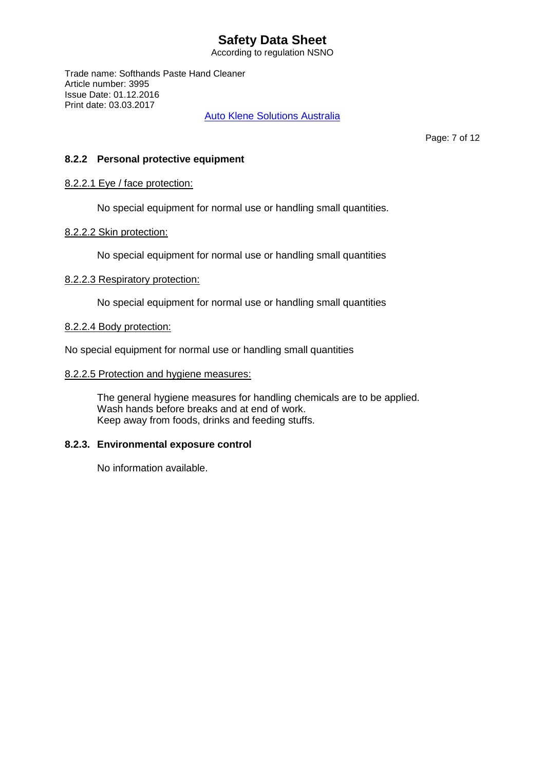### 8.2.2 Personal protective equipment

8.2.2.1 Eye / face protection:

No special equipment for normal use or handling small quantities.

8.2.2.2 Skin protection:

No special equipment for normal use or handling small quantities

8.2.2.3 Respiratory protection:

No special equipment for normal use or handling small quantities

8.2.2.4 Body protection:

No special equipment for normal use or handling small quantities

8.2.2.5 Protection and hygiene measures:

The general hygiene measures for handling chemicals are to be applied.
Wash hands before breaks and at end of work.
Keep away from foods, drinks and feeding stuffs.

### 8.2.3. Environmental exposure control

No information available.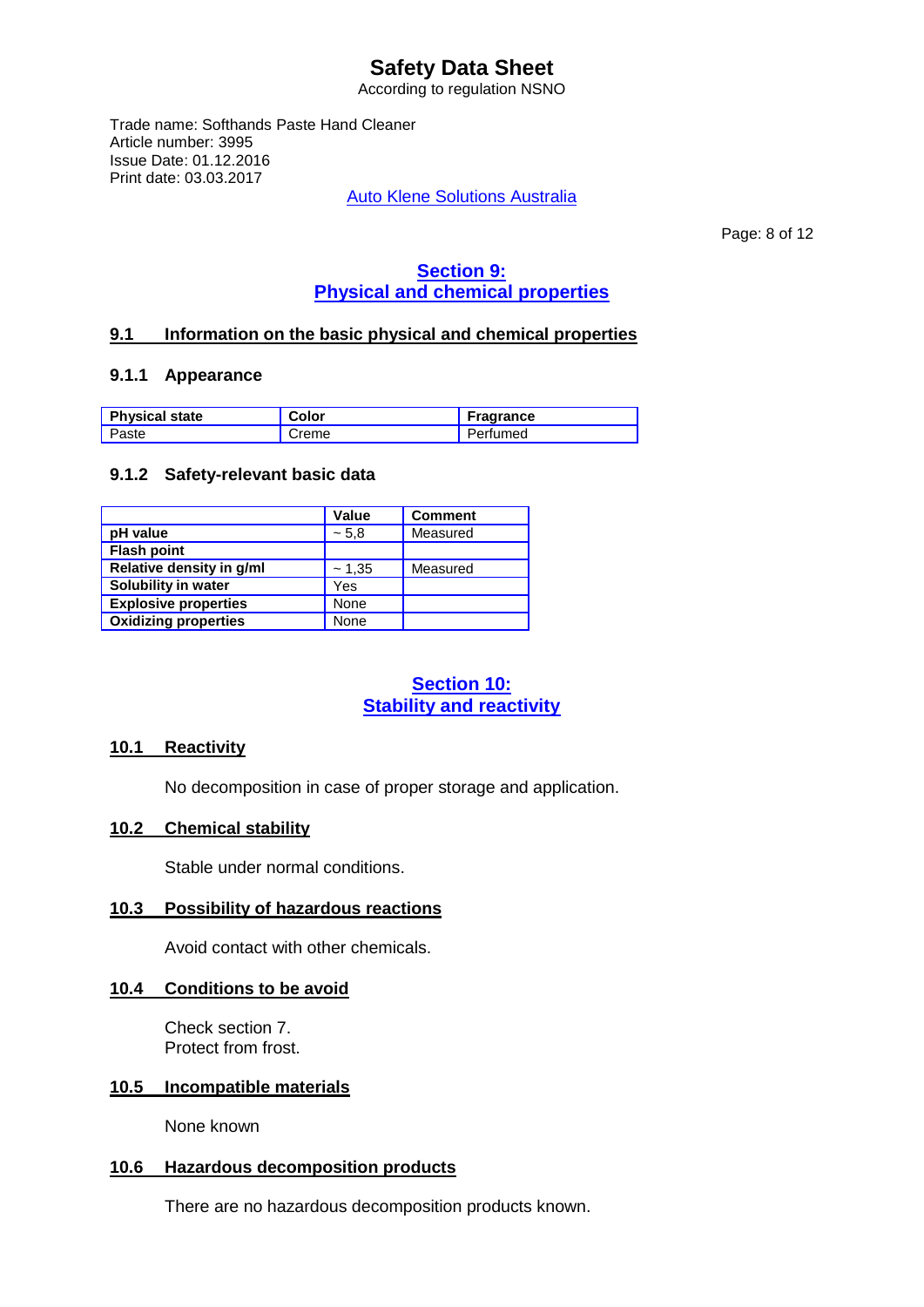# Safety Data Sheet

According to regulation NSNO

Trade name: Softhands Paste Hand Cleaner
Article number: 3995
Issue Date: 01.12.2016
Print date: 03.03.2017

Auto Klene Solutions Australia

## Section 9: Physical and chemical properties

### 9.1 Information on the basic physical and chemical properties

#### 9.1.1 Appearance

| Physical state | Color | Fragrance |
|---|---|---|
| Paste | Creme | Perfumed |

#### 9.1.2 Safety-relevant basic data

| | Value | Comment |
|---|---|---|
| **pH value** | ~ 5,8 | Measured |
| **Flash point** | | |
| **Relative density in g/ml** | ~ 1,35 | Measured |
| **Solubility in water** | Yes | |
| **Explosive properties** | None | |
| **Oxidizing properties** | None | |

## Section 10: Stability and reactivity

### 10.1 Reactivity

No decomposition in case of proper storage and application.

### 10.2 Chemical stability

Stable under normal conditions.

### 10.3 Possibility of hazardous reactions

Avoid contact with other chemicals.

### 10.4 Conditions to be avoid

Check section 7.
Protect from frost.

### 10.5 Incompatible materials

None known

### 10.6 Hazardous decomposition products

There are no hazardous decomposition products known.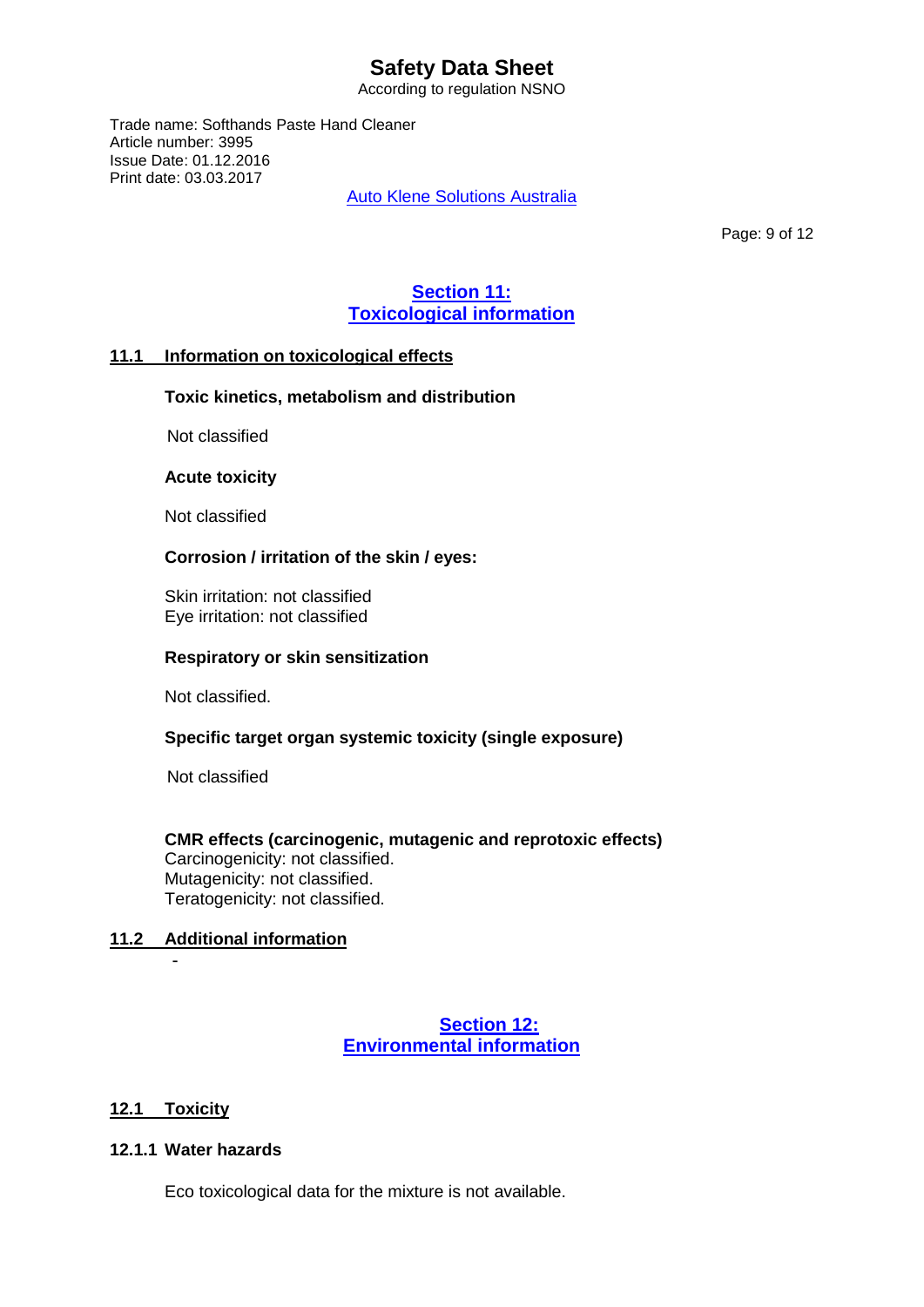## Section 11: Toxicological information

### 11.1 Information on toxicological effects

**Toxic kinetics, metabolism and distribution**

Not classified

**Acute toxicity**

Not classified

**Corrosion / irritation of the skin / eyes:**

Skin irritation: not classified
Eye irritation: not classified

**Respiratory or skin sensitization**

Not classified.

**Specific target organ systemic toxicity (single exposure)**

Not classified

**CMR effects (carcinogenic, mutagenic and reprotoxic effects)**
Carcinogenicity: not classified.
Mutagenicity: not classified.
Teratogenicity: not classified.

### 11.2 Additional information

-

## Section 12: Environmental information

### 12.1 Toxicity

#### 12.1.1 Water hazards

Eco toxicological data for the mixture is not available.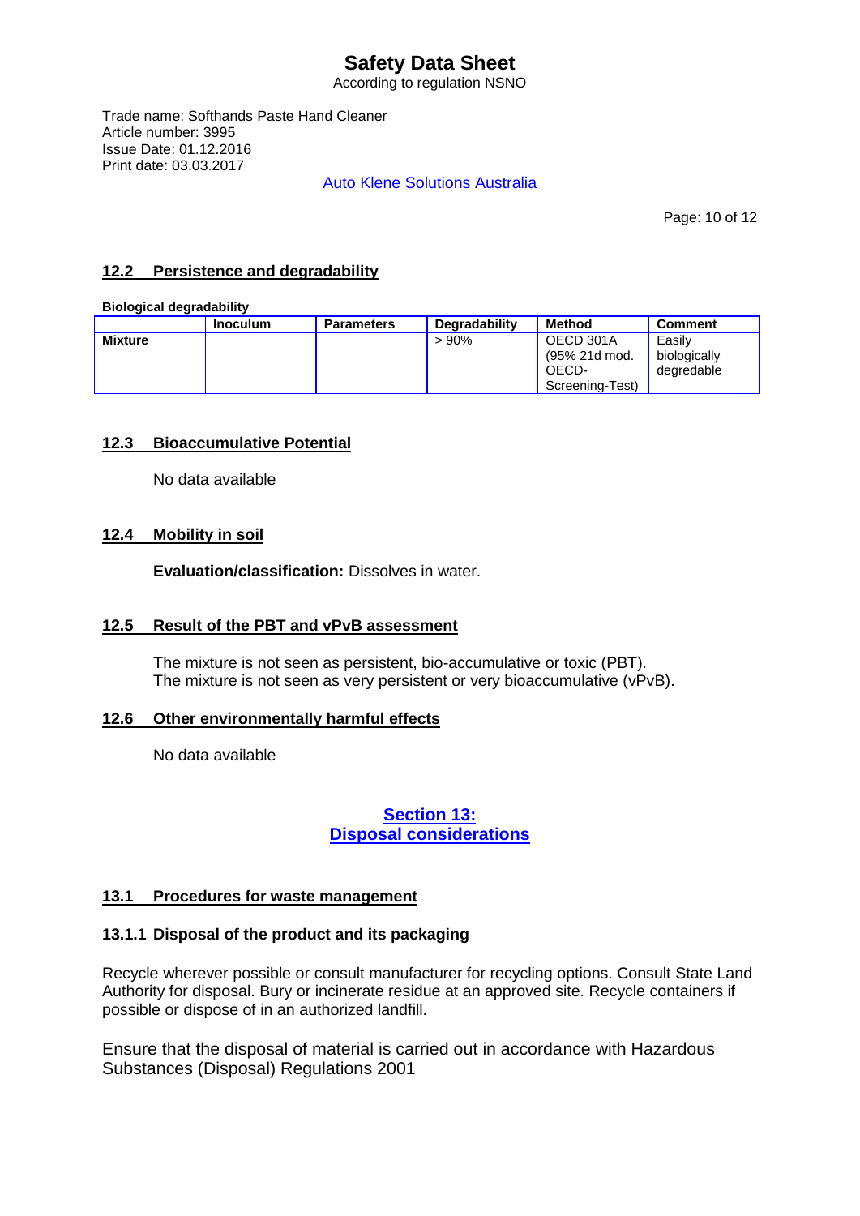## 12.2 Persistence and degradability

**Biological degradability**

| | Inoculum | Parameters | Degradability | Method | Comment |
|---|---|---|---|---|---|
| **Mixture** | | | > 90% | OECD 301A (95% 21d mod. OECD-Screening-Test) | Easily biologically degredable |

## 12.3 Bioaccumulative Potential

No data available

## 12.4 Mobility in soil

**Evaluation/classification:** Dissolves in water.

## 12.5 Result of the PBT and vPvB assessment

The mixture is not seen as persistent, bio-accumulative or toxic (PBT).
The mixture is not seen as very persistent or very bioaccumulative (vPvB).

## 12.6 Other environmentally harmful effects

No data available

# Section 13: Disposal considerations

## 13.1 Procedures for waste management

### 13.1.1 Disposal of the product and its packaging

Recycle wherever possible or consult manufacturer for recycling options. Consult State Land Authority for disposal. Bury or incinerate residue at an approved site. Recycle containers if possible or dispose of in an authorized landfill.

Ensure that the disposal of material is carried out in accordance with Hazardous Substances (Disposal) Regulations 2001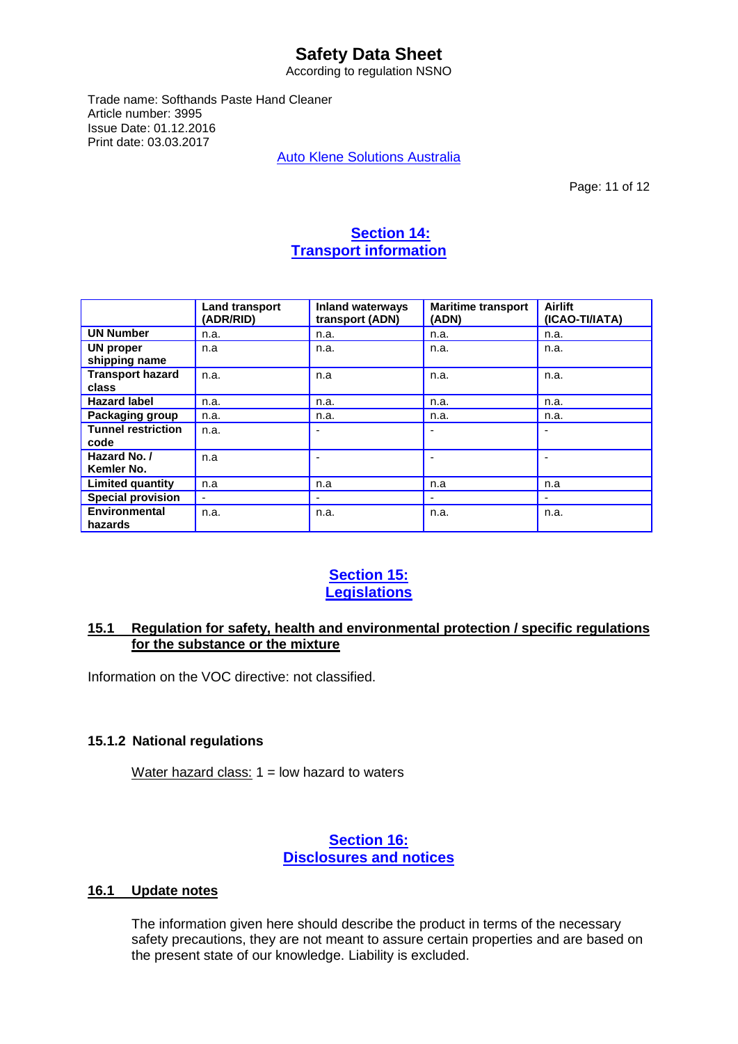## Section 14: Transport information

| | Land transport (ADR/RID) | Inland waterways transport (ADN) | Maritime transport (ADN) | Airlift (ICAO-TI/IATA) |
|---|---|---|---|---|
| **UN Number** | n.a. | n.a. | n.a. | n.a. |
| **UN proper shipping name** | n.a | n.a. | n.a. | n.a. |
| **Transport hazard class** | n.a. | n.a | n.a. | n.a. |
| **Hazard label** | n.a. | n.a. | n.a. | n.a. |
| **Packaging group** | n.a. | n.a. | n.a. | n.a. |
| **Tunnel restriction code** | n.a. | - | - | - |
| **Hazard No. / Kemler No.** | n.a | - | - | - |
| **Limited quantity** | n.a | n.a | n.a | n.a |
| **Special provision** | - | - | - | - |
| **Environmental hazards** | n.a. | n.a. | n.a. | n.a. |

## Section 15: Legislations

### 15.1 Regulation for safety, health and environmental protection / specific regulations for the substance or the mixture

Information on the VOC directive: not classified.

### 15.1.2 National regulations

Water hazard class: 1 = low hazard to waters

## Section 16: Disclosures and notices

### 16.1 Update notes

The information given here should describe the product in terms of the necessary safety precautions, they are not meant to assure certain properties and are based on the present state of our knowledge. Liability is excluded.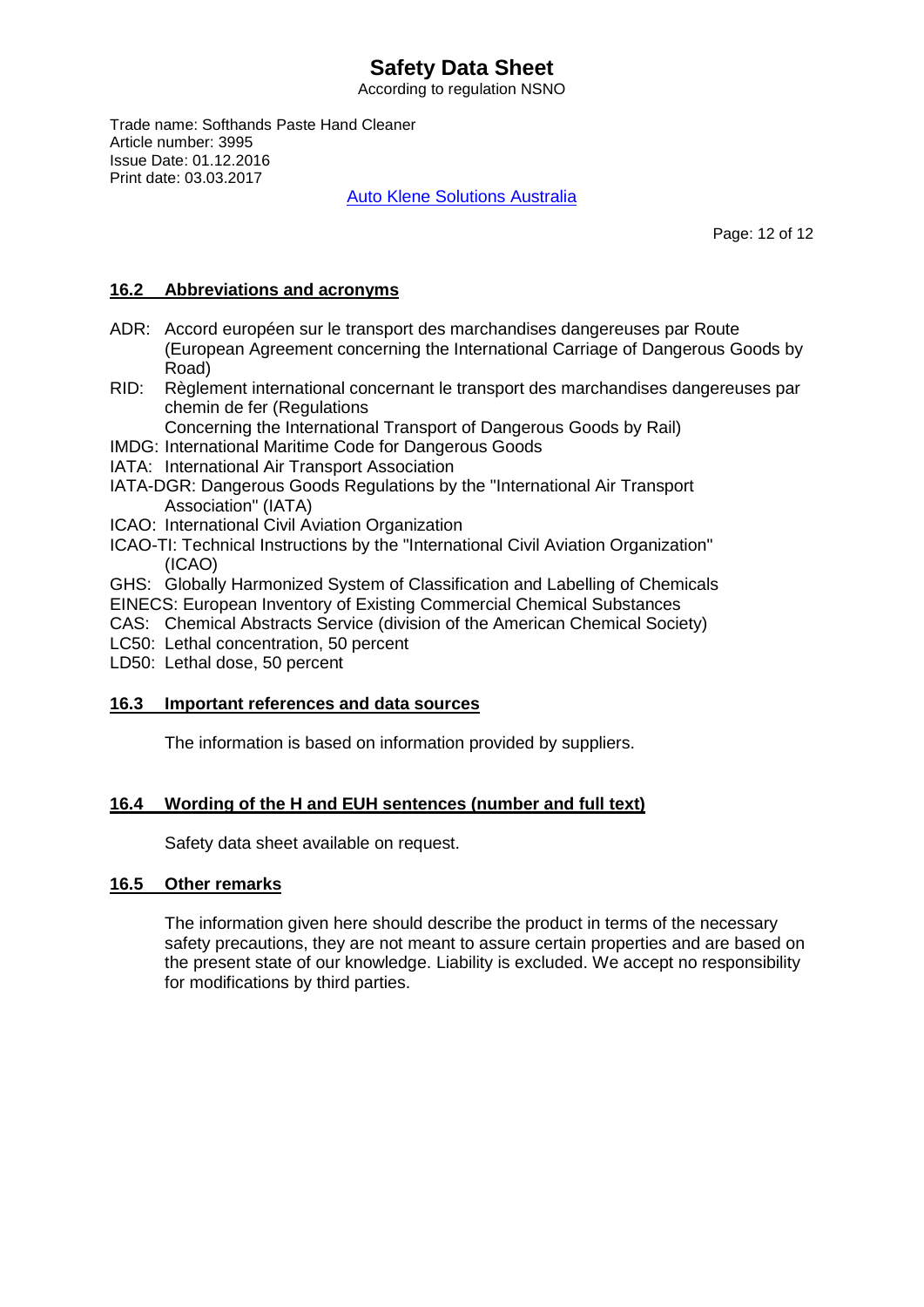## 16.2 Abbreviations and acronyms

ADR: Accord européen sur le transport des marchandises dangereuses par Route (European Agreement concerning the International Carriage of Dangerous Goods by Road)

RID: Règlement international concernant le transport des marchandises dangereuses par chemin de fer (Regulations Concerning the International Transport of Dangerous Goods by Rail)

IMDG: International Maritime Code for Dangerous Goods

IATA: International Air Transport Association

IATA-DGR: Dangerous Goods Regulations by the "International Air Transport Association" (IATA)

ICAO: International Civil Aviation Organization

ICAO-TI: Technical Instructions by the "International Civil Aviation Organization" (ICAO)

GHS: Globally Harmonized System of Classification and Labelling of Chemicals

EINECS: European Inventory of Existing Commercial Chemical Substances

CAS: Chemical Abstracts Service (division of the American Chemical Society)

LC50: Lethal concentration, 50 percent

LD50: Lethal dose, 50 percent

## 16.3 Important references and data sources

The information is based on information provided by suppliers.

## 16.4 Wording of the H and EUH sentences (number and full text)

Safety data sheet available on request.

## 16.5 Other remarks

The information given here should describe the product in terms of the necessary safety precautions, they are not meant to assure certain properties and are based on the present state of our knowledge. Liability is excluded. We accept no responsibility for modifications by third parties.